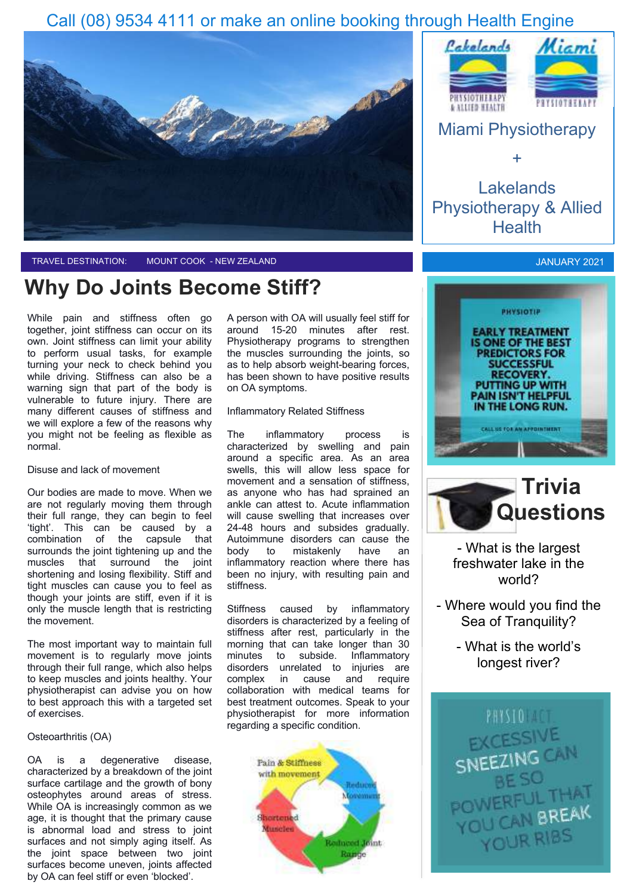Call (08) 9534 4111 or make an online booking through Health Engine

Miami Physiotherapy

+

Lakelands Physiotherapy & Allied Health

TRAVEL DESTINATION: MOUNT COOK - NEW ZEALAND

JANUARY 2021

# Why Do Joints Become Stiff?

While pain and stiffness often go together, joint stiffness can occur on its own. Joint stiffness can limit your ability to perform usual tasks, for example turning your neck to check behind you while driving. Stiffness can also be a warning sign that part of the body is vulnerable to future injury. There are many different causes of stiffness and we will explore a few of the reasons why you might not be feeling as flexible as normal.

### Disuse and lack of movement

Our bodies are made to move. When we are not regularly moving them through their full range, they can begin to feel 'tight'. This can be caused by a combination of the capsule that surrounds the joint tightening up and the muscles that surround the joint shortening and losing flexibility. Stiff and tight muscles can cause you to feel as though your joints are stiff, even if it is only the muscle length that is restricting the movement.

The most important way to maintain full movement is to regularly move joints through their full range, which also helps to keep muscles and joints healthy. Your physiotherapist can advise you on how to best approach this with a targeted set of exercises.

### Osteoarthritis (OA)

OA is a degenerative disease, characterized by a breakdown of the joint surface cartilage and the growth of bony osteophytes around areas of stress. While OA is increasingly common as we age, it is thought that the primary cause is abnormal load and stress to joint surfaces and not simply aging itself. As the joint space between two joint surfaces become uneven, joints affected by OA can feel stiff or even 'blocked'.

A person with OA will usually feel stiff for around 15-20 minutes after rest. Physiotherapy programs to strengthen the muscles surrounding the joints, so as to help absorb weight-bearing forces, has been shown to have positive results on OA symptoms.

### Inflammatory Related Stiffness

The inflammatory process is characterized by swelling and pain around a specific area. As an area swells, this will allow less space for movement and a sensation of stiffness, as anyone who has had sprained an ankle can attest to. Acute inflammation will cause swelling that increases over 24-48 hours and subsides gradually. Autoimmune disorders can cause the body to mistakenly have an inflammatory reaction where there has been no injury, with resulting pain and stiffness.

Stiffness caused by inflammatory disorders is characterized by a feeling of stiffness after rest, particularly in the morning that can take longer than 30 minutes to subside. Inflammatory disorders unrelated to injuries are complex in cause and require collaboration with medical teams for best treatment outcomes. Speak to your physiotherapist for more information regarding a specific condition.

Pain & Stiffness with movement → Reduced Movement → Reduced Joint Range → Shortened Muscles

PHYSIOTIP

EARLY TREATMENT IS ONE OF THE BEST PREDICTORS FOR SUCCESSFUL RECOVERY. PUTTING UP WITH PAIN ISN'T HELPFUL IN THE LONG RUN.

CALL US FOR AN APPOINTMENT

## Trivia Questions

- What is the largest freshwater lake in the world?
- Where would you find the Sea of Tranquility?
- What is the world's longest river?

PHYSIOFACT

EXCESSIVE SNEEZING CAN BE SO POWERFUL THAT YOU CAN BREAK YOUR RIBS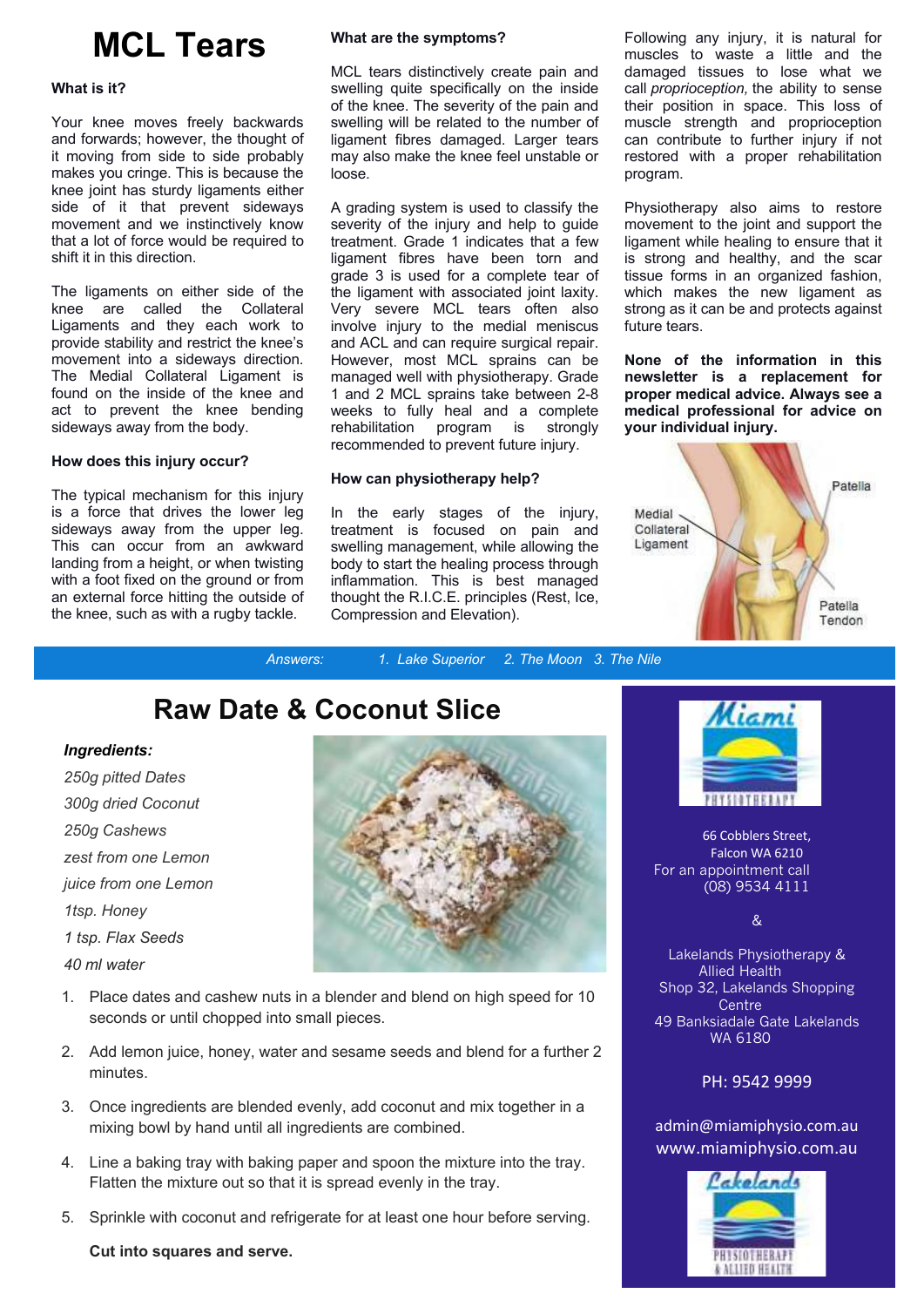# MCL Tears

### What is it?

Your knee moves freely backwards and forwards; however, the thought of it moving from side to side probably makes you cringe. This is because the knee joint has sturdy ligaments either side of it that prevent sideways movement and we instinctively know that a lot of force would be required to shift it in this direction.

The ligaments on either side of the knee are called the Collateral Ligaments and they each work to provide stability and restrict the knee's movement into a sideways direction. The Medial Collateral Ligament is found on the inside of the knee and act to prevent the knee bending sideways away from the body.

### How does this injury occur?

The typical mechanism for this injury is a force that drives the lower leg sideways away from the upper leg. This can occur from an awkward landing from a height, or when twisting with a foot fixed on the ground or from an external force hitting the outside of the knee, such as with a rugby tackle.

### What are the symptoms?

MCL tears distinctively create pain and swelling quite specifically on the inside of the knee. The severity of the pain and swelling will be related to the number of ligament fibres damaged. Larger tears may also make the knee feel unstable or loose.

A grading system is used to classify the severity of the injury and help to guide treatment. Grade 1 indicates that a few ligament fibres have been torn and grade 3 is used for a complete tear of the ligament with associated joint laxity. Very severe MCL tears often also involve injury to the medial meniscus and ACL and can require surgical repair. However, most MCL sprains can be managed well with physiotherapy. Grade 1 and 2 MCL sprains take between 2-8 weeks to fully heal and a complete rehabilitation program is strongly recommended to prevent future injury.

### How can physiotherapy help?

In the early stages of the injury, treatment is focused on pain and swelling management, while allowing the body to start the healing process through inflammation. This is best managed thought the R.I.C.E. principles (Rest, Ice, Compression and Elevation).

Following any injury, it is natural for muscles to waste a little and the damaged tissues to lose what we call *proprioception,* the ability to sense their position in space. This loss of muscle strength and proprioception can contribute to further injury if not restored with a proper rehabilitation program.

Physiotherapy also aims to restore movement to the joint and support the ligament while healing to ensure that it is strong and healthy, and the scar tissue forms in an organized fashion, which makes the new ligament as strong as it can be and protects against future tears.

**None of the information in this newsletter is a replacement for proper medical advice. Always see a medical professional for advice on your individual injury.**

Medial Collateral Ligament
Patella
Patella Tendon

*Answers: 1. Lake Superior 2. The Moon 3. The Nile*

# Raw Date & Coconut Slice

***Ingredients:***

*250g pitted Dates*
*300g dried Coconut*
*250g Cashews*
*zest from one Lemon*
*juice from one Lemon*
*1tsp. Honey*
*1 tsp. Flax Seeds*
*40 ml water*

1. Place dates and cashew nuts in a blender and blend on high speed for 10 seconds or until chopped into small pieces.
2. Add lemon juice, honey, water and sesame seeds and blend for a further 2 minutes.
3. Once ingredients are blended evenly, add coconut and mix together in a mixing bowl by hand until all ingredients are combined.
4. Line a baking tray with baking paper and spoon the mixture into the tray. Flatten the mixture out so that it is spread evenly in the tray.
5. Sprinkle with coconut and refrigerate for at least one hour before serving.

**Cut into squares and serve.**

Miami Physiotherapy

66 Cobblers Street,
Falcon WA 6210
For an appointment call
(08) 9534 4111

&

Lakelands Physiotherapy & Allied Health
Shop 32, Lakelands Shopping Centre
49 Banksiadale Gate Lakelands
WA 6180

PH: 9542 9999

admin@miamiphysio.com.au
www.miamiphysio.com.au

Lakelands Physiotherapy & Allied Health